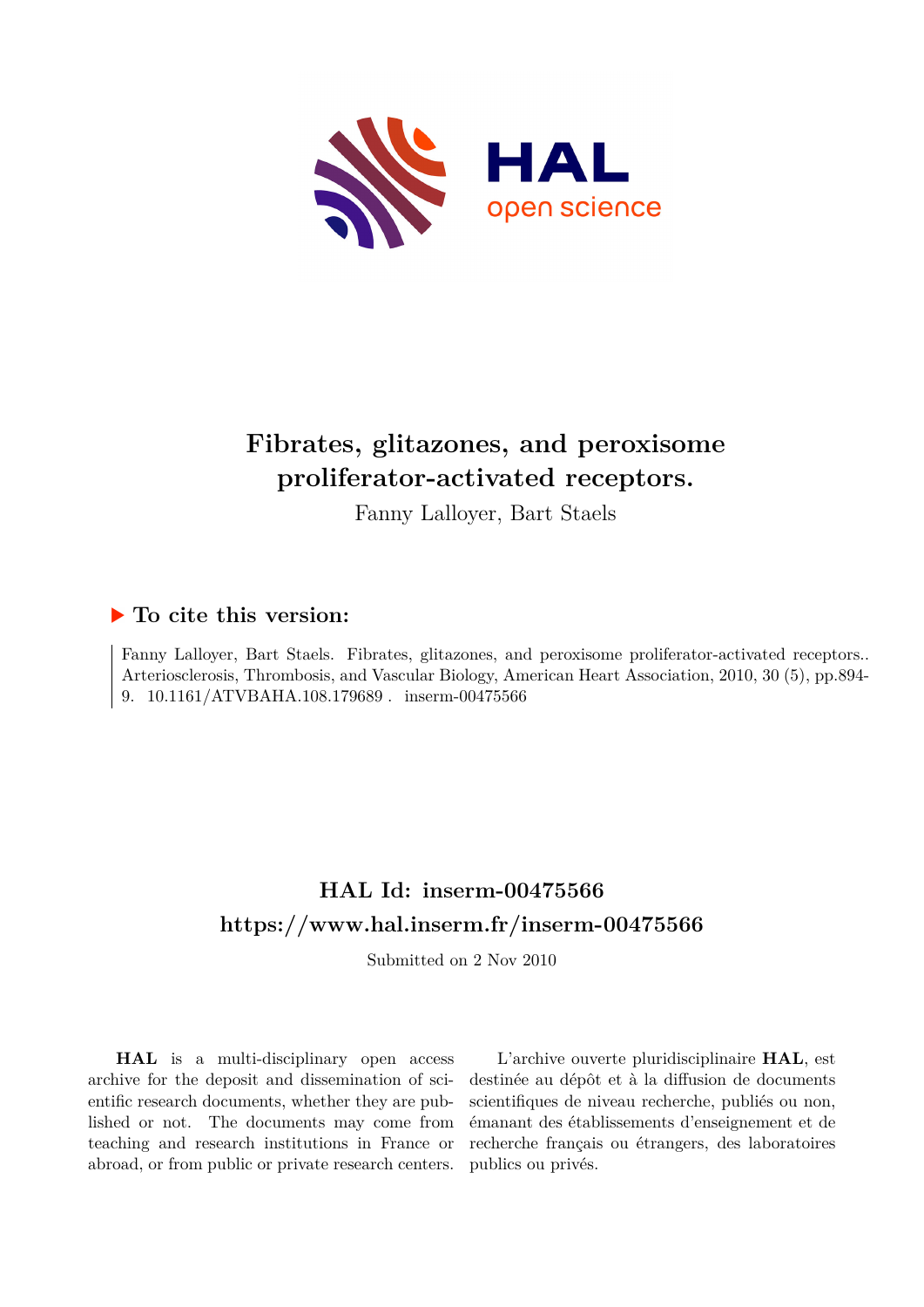# Fibrates, glitazones, and peroxisome proliferator-activated receptors.

Fanny Lalloyer, Bart Staels

## ▶ To cite this version:

Fanny Lalloyer, Bart Staels. Fibrates, glitazones, and peroxisome proliferator-activated receptors.. Arteriosclerosis, Thrombosis, and Vascular Biology, American Heart Association, 2010, 30 (5), pp.894-9. 10.1161/ATVBAHA.108.179689 . inserm-00475566

## HAL Id: inserm-00475566

## https://www.hal.inserm.fr/inserm-00475566

Submitted on 2 Nov 2010

**HAL** is a multi-disciplinary open access archive for the deposit and dissemination of scientific research documents, whether they are published or not. The documents may come from teaching and research institutions in France or abroad, or from public or private research centers.

L'archive ouverte pluridisciplinaire **HAL**, est destinée au dépôt et à la diffusion de documents scientifiques de niveau recherche, publiés ou non, émanant des établissements d'enseignement et de recherche français ou étrangers, des laboratoires publics ou privés.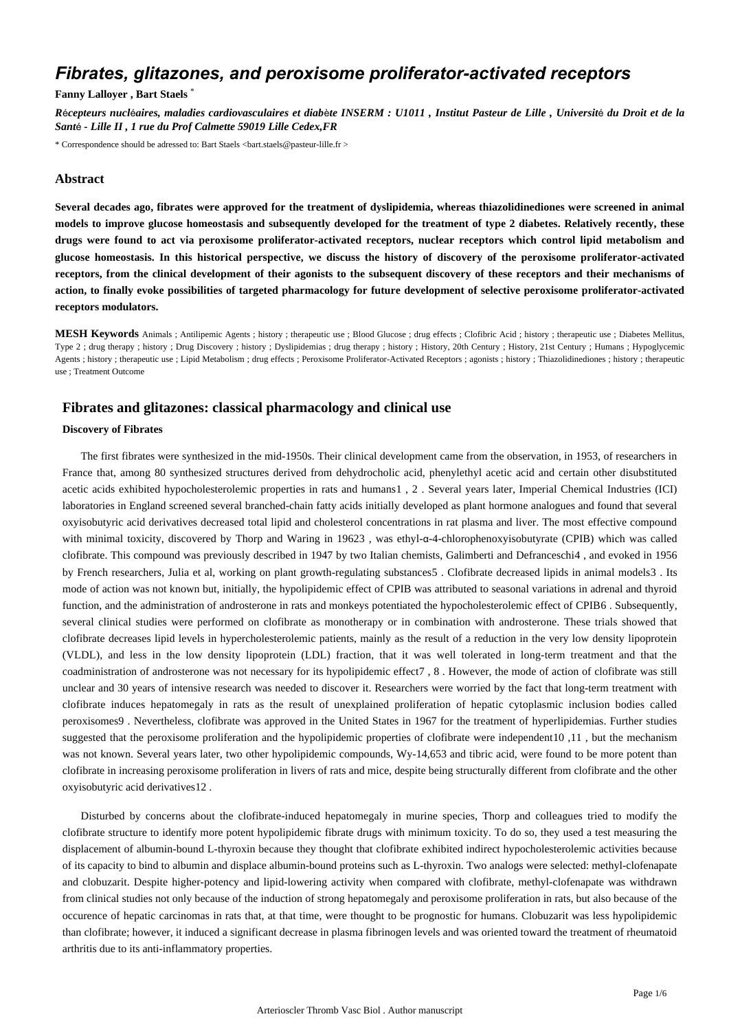# Fibrates, glitazones, and peroxisome proliferator-activated receptors

**Fanny Lalloyer , Bart Staels** *

*Récepteurs nucléaires, maladies cardiovasculaires et diabète INSERM : U1011 , Institut Pasteur de Lille , Université du Droit et de la Santé - Lille II , 1 rue du Prof Calmette 59019 Lille Cedex,FR*

\* Correspondence should be adressed to: Bart Staels <bart.staels@pasteur-lille.fr >

## Abstract

**Several decades ago, fibrates were approved for the treatment of dyslipidemia, whereas thiazolidinediones were screened in animal models to improve glucose homeostasis and subsequently developed for the treatment of type 2 diabetes. Relatively recently, these drugs were found to act via peroxisome proliferator-activated receptors, nuclear receptors which control lipid metabolism and glucose homeostasis. In this historical perspective, we discuss the history of discovery of the peroxisome proliferator-activated receptors, from the clinical development of their agonists to the subsequent discovery of these receptors and their mechanisms of action, to finally evoke possibilities of targeted pharmacology for future development of selective peroxisome proliferator-activated receptors modulators.**

**MESH Keywords** Animals ; Antilipemic Agents ; history ; therapeutic use ; Blood Glucose ; drug effects ; Clofibric Acid ; history ; therapeutic use ; Diabetes Mellitus, Type 2 ; drug therapy ; history ; Drug Discovery ; history ; Dyslipidemias ; drug therapy ; history ; History, 20th Century ; History, 21st Century ; Humans ; Hypoglycemic Agents ; history ; therapeutic use ; Lipid Metabolism ; drug effects ; Peroxisome Proliferator-Activated Receptors ; agonists ; history ; Thiazolidinediones ; history ; therapeutic use ; Treatment Outcome

## Fibrates and glitazones: classical pharmacology and clinical use

### Discovery of Fibrates

The first fibrates were synthesized in the mid-1950s. Their clinical development came from the observation, in 1953, of researchers in France that, among 80 synthesized structures derived from dehydrocholic acid, phenylethyl acetic acid and certain other disubstituted acetic acids exhibited hypocholesterolemic properties in rats and humans[1, 2]. Several years later, Imperial Chemical Industries (ICI) laboratories in England screened several branched-chain fatty acids initially developed as plant hormone analogues and found that several oxyisobutyric acid derivatives decreased total lipid and cholesterol concentrations in rat plasma and liver. The most effective compound with minimal toxicity, discovered by Thorp and Waring in 1962[3], was ethyl-α-4-chlorophenoxyisobutyrate (CPIB) which was called clofibrate. This compound was previously described in 1947 by two Italian chemists, Galimberti and Defranceschi[4], and evoked in 1956 by French researchers, Julia et al, working on plant growth-regulating substances[5]. Clofibrate decreased lipids in animal models[3]. Its mode of action was not known but, initially, the hypolipidemic effect of CPIB was attributed to seasonal variations in adrenal and thyroid function, and the administration of androsterone in rats and monkeys potentiated the hypocholesterolemic effect of CPIB[6]. Subsequently, several clinical studies were performed on clofibrate as monotherapy or in combination with androsterone. These trials showed that clofibrate decreases lipid levels in hypercholesterolemic patients, mainly as the result of a reduction in the very low density lipoprotein (VLDL), and less in the low density lipoprotein (LDL) fraction, that it was well tolerated in long-term treatment and that the coadministration of androsterone was not necessary for its hypolipidemic effect[7, 8]. However, the mode of action of clofibrate was still unclear and 30 years of intensive research was needed to discover it. Researchers were worried by the fact that long-term treatment with clofibrate induces hepatomegaly in rats as the result of unexplained proliferation of hepatic cytoplasmic inclusion bodies called peroxisomes[9]. Nevertheless, clofibrate was approved in the United States in 1967 for the treatment of hyperlipidemias. Further studies suggested that the peroxisome proliferation and the hypolipidemic properties of clofibrate were independent[10, 11], but the mechanism was not known. Several years later, two other hypolipidemic compounds, Wy-14,653 and tibric acid, were found to be more potent than clofibrate in increasing peroxisome proliferation in livers of rats and mice, despite being structurally different from clofibrate and the other oxyisobutyric acid derivatives[12].

Disturbed by concerns about the clofibrate-induced hepatomegaly in murine species, Thorp and colleagues tried to modify the clofibrate structure to identify more potent hypolipidemic fibrate drugs with minimum toxicity. To do so, they used a test measuring the displacement of albumin-bound L-thyroxin because they thought that clofibrate exhibited indirect hypocholesterolemic activities because of its capacity to bind to albumin and displace albumin-bound proteins such as L-thyroxin. Two analogs were selected: methyl-clofenapate and clobuzarit. Despite higher-potency and lipid-lowering activity when compared with clofibrate, methyl-clofenapate was withdrawn from clinical studies not only because of the induction of strong hepatomegaly and peroxisome proliferation in rats, but also because of the occurence of hepatic carcinomas in rats that, at that time, were thought to be prognostic for humans. Clobuzarit was less hypolipidemic than clofibrate; however, it induced a significant decrease in plasma fibrinogen levels and was oriented toward the treatment of rheumatoid arthritis due to its anti-inflammatory properties.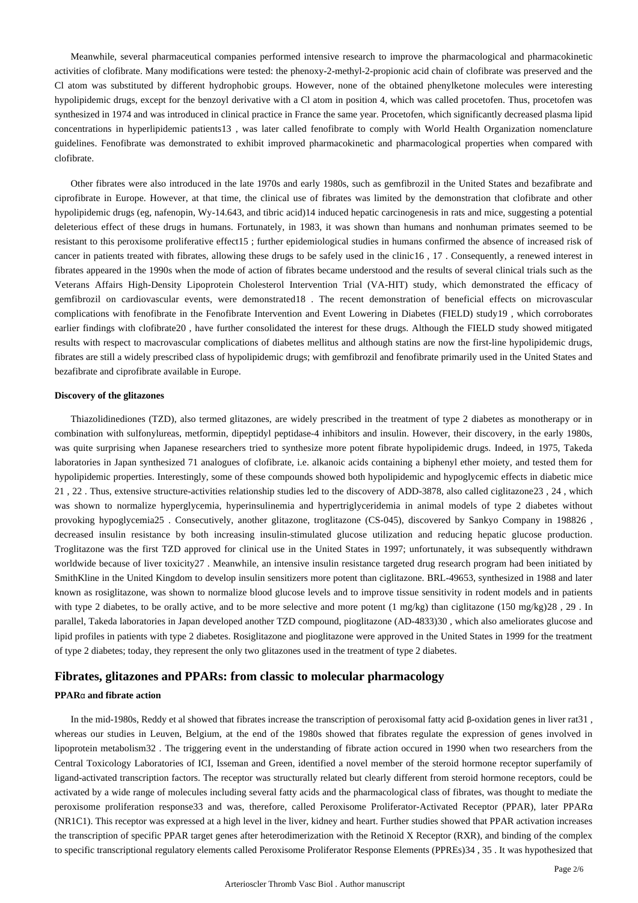Meanwhile, several pharmaceutical companies performed intensive research to improve the pharmacological and pharmacokinetic activities of clofibrate. Many modifications were tested: the phenoxy-2-methyl-2-propionic acid chain of clofibrate was preserved and the Cl atom was substituted by different hydrophobic groups. However, none of the obtained phenylketone molecules were interesting hypolipidemic drugs, except for the benzoyl derivative with a Cl atom in position 4, which was called procetofen. Thus, procetofen was synthesized in 1974 and was introduced in clinical practice in France the same year. Procetofen, which significantly decreased plasma lipid concentrations in hyperlipidemic patients[13], was later called fenofibrate to comply with World Health Organization nomenclature guidelines. Fenofibrate was demonstrated to exhibit improved pharmacokinetic and pharmacological properties when compared with clofibrate.

Other fibrates were also introduced in the late 1970s and early 1980s, such as gemfibrozil in the United States and bezafibrate and ciprofibrate in Europe. However, at that time, the clinical use of fibrates was limited by the demonstration that clofibrate and other hypolipidemic drugs (eg, nafenopin, Wy-14.643, and tibric acid)[14] induced hepatic carcinogenesis in rats and mice, suggesting a potential deleterious effect of these drugs in humans. Fortunately, in 1983, it was shown than humans and nonhuman primates seemed to be resistant to this peroxisome proliferative effect[15]; further epidemiological studies in humans confirmed the absence of increased risk of cancer in patients treated with fibrates, allowing these drugs to be safely used in the clinic[16, 17]. Consequently, a renewed interest in fibrates appeared in the 1990s when the mode of action of fibrates became understood and the results of several clinical trials such as the Veterans Affairs High-Density Lipoprotein Cholesterol Intervention Trial (VA-HIT) study, which demonstrated the efficacy of gemfibrozil on cardiovascular events, were demonstrated[18]. The recent demonstration of beneficial effects on microvascular complications with fenofibrate in the Fenofibrate Intervention and Event Lowering in Diabetes (FIELD) study[19], which corroborates earlier findings with clofibrate[20], have further consolidated the interest for these drugs. Although the FIELD study showed mitigated results with respect to macrovascular complications of diabetes mellitus and although statins are now the first-line hypolipidemic drugs, fibrates are still a widely prescribed class of hypolipidemic drugs; with gemfibrozil and fenofibrate primarily used in the United States and bezafibrate and ciprofibrate available in Europe.

#### Discovery of the glitazones

Thiazolidinediones (TZD), also termed glitazones, are widely prescribed in the treatment of type 2 diabetes as monotherapy or in combination with sulfonylureas, metformin, dipeptidyl peptidase-4 inhibitors and insulin. However, their discovery, in the early 1980s, was quite surprising when Japanese researchers tried to synthesize more potent fibrate hypolipidemic drugs. Indeed, in 1975, Takeda laboratories in Japan synthesized 71 analogues of clofibrate, i.e. alkanoic acids containing a biphenyl ether moiety, and tested them for hypolipidemic properties. Interestingly, some of these compounds showed both hypolipidemic and hypoglycemic effects in diabetic mice[21, 22]. Thus, extensive structure-activities relationship studies led to the discovery of ADD-3878, also called ciglitazone[23, 24], which was shown to normalize hyperglycemia, hyperinsulinemia and hypertriglyceridemia in animal models of type 2 diabetes without provoking hypoglycemia[25]. Consecutively, another glitazone, troglitazone (CS-045), discovered by Sankyo Company in 1988[26], decreased insulin resistance by both increasing insulin-stimulated glucose utilization and reducing hepatic glucose production. Troglitazone was the first TZD approved for clinical use in the United States in 1997; unfortunately, it was subsequently withdrawn worldwide because of liver toxicity[27]. Meanwhile, an intensive insulin resistance targeted drug research program had been initiated by SmithKline in the United Kingdom to develop insulin sensitizers more potent than ciglitazone. BRL-49653, synthesized in 1988 and later known as rosiglitazone, was shown to normalize blood glucose levels and to improve tissue sensitivity in rodent models and in patients with type 2 diabetes, to be orally active, and to be more selective and more potent (1 mg/kg) than ciglitazone (150 mg/kg)[28, 29]. In parallel, Takeda laboratories in Japan developed another TZD compound, pioglitazone (AD-4833)[30], which also ameliorates glucose and lipid profiles in patients with type 2 diabetes. Rosiglitazone and pioglitazone were approved in the United States in 1999 for the treatment of type 2 diabetes; today, they represent the only two glitazones used in the treatment of type 2 diabetes.

## Fibrates, glitazones and PPARs: from classic to molecular pharmacology

#### PPARα and fibrate action

In the mid-1980s, Reddy et al showed that fibrates increase the transcription of peroxisomal fatty acid β-oxidation genes in liver rat[31], whereas our studies in Leuven, Belgium, at the end of the 1980s showed that fibrates regulate the expression of genes involved in lipoprotein metabolism[32]. The triggering event in the understanding of fibrate action occured in 1990 when two researchers from the Central Toxicology Laboratories of ICI, Isseman and Green, identified a novel member of the steroid hormone receptor superfamily of ligand-activated transcription factors. The receptor was structurally related but clearly different from steroid hormone receptors, could be activated by a wide range of molecules including several fatty acids and the pharmacological class of fibrates, was thought to mediate the peroxisome proliferation response[33] and was, therefore, called Peroxisome Proliferator-Activated Receptor (PPAR), later PPARα (NR1C1). This receptor was expressed at a high level in the liver, kidney and heart. Further studies showed that PPAR activation increases the transcription of specific PPAR target genes after heterodimerization with the Retinoid X Receptor (RXR), and binding of the complex to specific transcriptional regulatory elements called Peroxisome Proliferator Response Elements (PPREs)[34, 35]. It was hypothesized that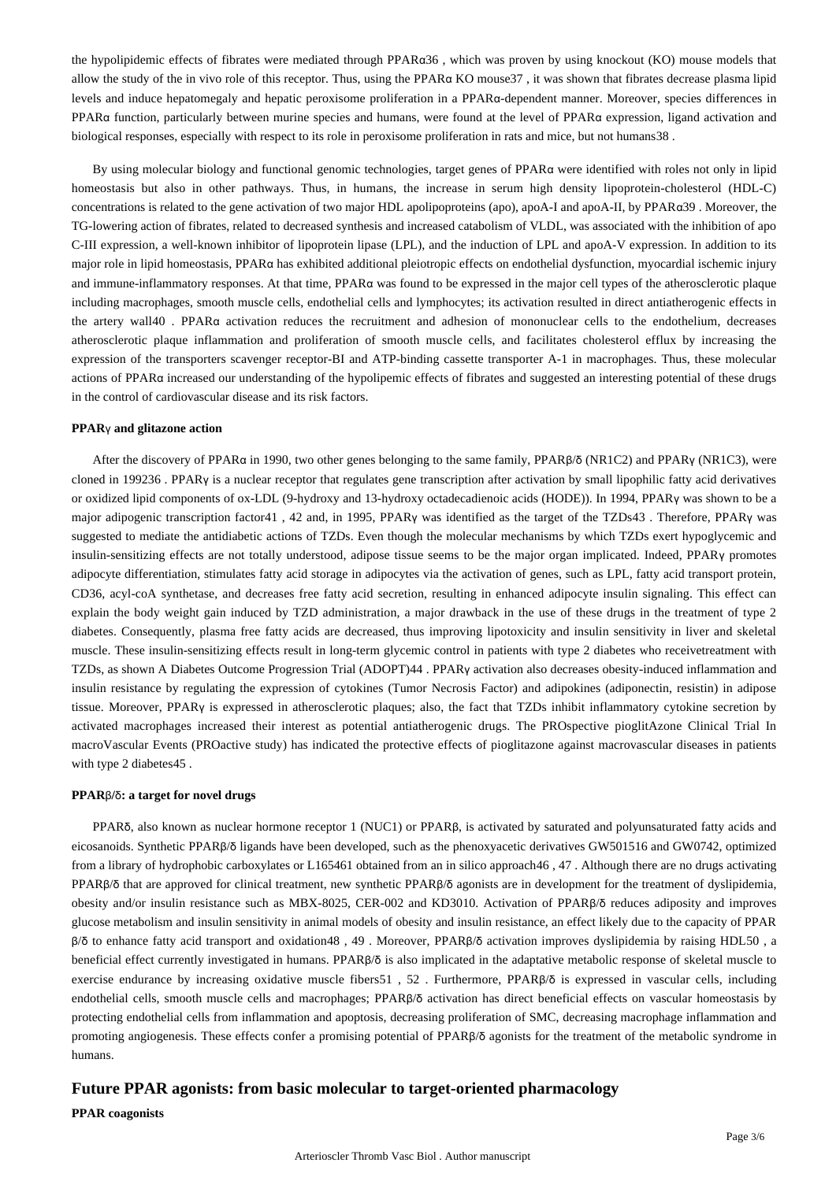the hypolipidemic effects of fibrates were mediated through PPARα36 , which was proven by using knockout (KO) mouse models that allow the study of the in vivo role of this receptor. Thus, using the PPARα KO mouse37 , it was shown that fibrates decrease plasma lipid levels and induce hepatomegaly and hepatic peroxisome proliferation in a PPARα-dependent manner. Moreover, species differences in PPARα function, particularly between murine species and humans, were found at the level of PPARα expression, ligand activation and biological responses, especially with respect to its role in peroxisome proliferation in rats and mice, but not humans38 .

By using molecular biology and functional genomic technologies, target genes of PPARα were identified with roles not only in lipid homeostasis but also in other pathways. Thus, in humans, the increase in serum high density lipoprotein-cholesterol (HDL-C) concentrations is related to the gene activation of two major HDL apolipoproteins (apo), apoA-I and apoA-II, by PPARα39 . Moreover, the TG-lowering action of fibrates, related to decreased synthesis and increased catabolism of VLDL, was associated with the inhibition of apo C-III expression, a well-known inhibitor of lipoprotein lipase (LPL), and the induction of LPL and apoA-V expression. In addition to its major role in lipid homeostasis, PPARα has exhibited additional pleiotropic effects on endothelial dysfunction, myocardial ischemic injury and immune-inflammatory responses. At that time, PPARα was found to be expressed in the major cell types of the atherosclerotic plaque including macrophages, smooth muscle cells, endothelial cells and lymphocytes; its activation resulted in direct antiatherogenic effects in the artery wall40 . PPARα activation reduces the recruitment and adhesion of mononuclear cells to the endothelium, decreases atherosclerotic plaque inflammation and proliferation of smooth muscle cells, and facilitates cholesterol efflux by increasing the expression of the transporters scavenger receptor-BI and ATP-binding cassette transporter A-1 in macrophages. Thus, these molecular actions of PPARα increased our understanding of the hypolipemic effects of fibrates and suggested an interesting potential of these drugs in the control of cardiovascular disease and its risk factors.

#### PPARγ and glitazone action

After the discovery of PPARα in 1990, two other genes belonging to the same family, PPARβ/δ (NR1C2) and PPARγ (NR1C3), were cloned in 199236 . PPARγ is a nuclear receptor that regulates gene transcription after activation by small lipophilic fatty acid derivatives or oxidized lipid components of ox-LDL (9-hydroxy and 13-hydroxy octadecadienoic acids (HODE)). In 1994, PPARγ was shown to be a major adipogenic transcription factor41 , 42 and, in 1995, PPARγ was identified as the target of the TZDs43 . Therefore, PPARγ was suggested to mediate the antidiabetic actions of TZDs. Even though the molecular mechanisms by which TZDs exert hypoglycemic and insulin-sensitizing effects are not totally understood, adipose tissue seems to be the major organ implicated. Indeed, PPARγ promotes adipocyte differentiation, stimulates fatty acid storage in adipocytes via the activation of genes, such as LPL, fatty acid transport protein, CD36, acyl-coA synthetase, and decreases free fatty acid secretion, resulting in enhanced adipocyte insulin signaling. This effect can explain the body weight gain induced by TZD administration, a major drawback in the use of these drugs in the treatment of type 2 diabetes. Consequently, plasma free fatty acids are decreased, thus improving lipotoxicity and insulin sensitivity in liver and skeletal muscle. These insulin-sensitizing effects result in long-term glycemic control in patients with type 2 diabetes who receivetreatment with TZDs, as shown A Diabetes Outcome Progression Trial (ADOPT)44 . PPARγ activation also decreases obesity-induced inflammation and insulin resistance by regulating the expression of cytokines (Tumor Necrosis Factor) and adipokines (adiponectin, resistin) in adipose tissue. Moreover, PPARγ is expressed in atherosclerotic plaques; also, the fact that TZDs inhibit inflammatory cytokine secretion by activated macrophages increased their interest as potential antiatherogenic drugs. The PROspective pioglitAzone Clinical Trial In macroVascular Events (PROactive study) has indicated the protective effects of pioglitazone against macrovascular diseases in patients with type 2 diabetes45 .

#### PPARβ/δ: a target for novel drugs

PPARδ, also known as nuclear hormone receptor 1 (NUC1) or PPARβ, is activated by saturated and polyunsaturated fatty acids and eicosanoids. Synthetic PPARβ/δ ligands have been developed, such as the phenoxyacetic derivatives GW501516 and GW0742, optimized from a library of hydrophobic carboxylates or L165461 obtained from an in silico approach46 , 47 . Although there are no drugs activating PPARβ/δ that are approved for clinical treatment, new synthetic PPARβ/δ agonists are in development for the treatment of dyslipidemia, obesity and/or insulin resistance such as MBX-8025, CER-002 and KD3010. Activation of PPARβ/δ reduces adiposity and improves glucose metabolism and insulin sensitivity in animal models of obesity and insulin resistance, an effect likely due to the capacity of PPAR β/δ to enhance fatty acid transport and oxidation48 , 49 . Moreover, PPARβ/δ activation improves dyslipidemia by raising HDL50 , a beneficial effect currently investigated in humans. PPARβ/δ is also implicated in the adaptative metabolic response of skeletal muscle to exercise endurance by increasing oxidative muscle fibers51 , 52 . Furthermore, PPARβ/δ is expressed in vascular cells, including endothelial cells, smooth muscle cells and macrophages; PPARβ/δ activation has direct beneficial effects on vascular homeostasis by protecting endothelial cells from inflammation and apoptosis, decreasing proliferation of SMC, decreasing macrophage inflammation and promoting angiogenesis. These effects confer a promising potential of PPARβ/δ agonists for the treatment of the metabolic syndrome in humans.

## Future PPAR agonists: from basic molecular to target-oriented pharmacology

#### PPAR coagonists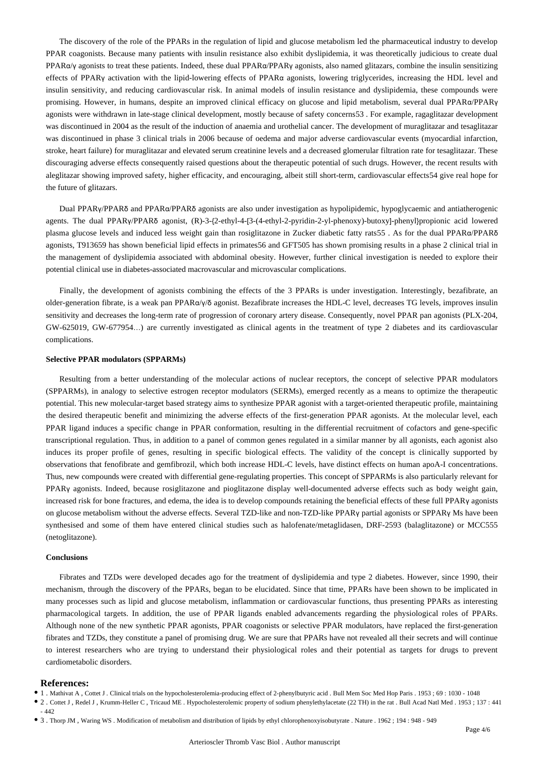The discovery of the role of the PPARs in the regulation of lipid and glucose metabolism led the pharmaceutical industry to develop PPAR coagonists. Because many patients with insulin resistance also exhibit dyslipidemia, it was theoretically judicious to create dual PPARα/γ agonists to treat these patients. Indeed, these dual PPARα/PPARγ agonists, also named glitazars, combine the insulin sensitizing effects of PPARγ activation with the lipid-lowering effects of PPARα agonists, lowering triglycerides, increasing the HDL level and insulin sensitivity, and reducing cardiovascular risk. In animal models of insulin resistance and dyslipidemia, these compounds were promising. However, in humans, despite an improved clinical efficacy on glucose and lipid metabolism, several dual PPARα/PPARγ agonists were withdrawn in late-stage clinical development, mostly because of safety concerns53 . For example, ragaglitazar development was discontinued in 2004 as the result of the induction of anaemia and urothelial cancer. The development of muraglitazar and tesaglitazar was discontinued in phase 3 clinical trials in 2006 because of oedema and major adverse cardiovascular events (myocardial infarction, stroke, heart failure) for muraglitazar and elevated serum creatinine levels and a decreased glomerular filtration rate for tesaglitazar. These discouraging adverse effects consequently raised questions about the therapeutic potential of such drugs. However, the recent results with aleglitazar showing improved safety, higher efficacity, and encouraging, albeit still short-term, cardiovascular effects54 give real hope for the future of glitazars.

Dual PPARγ/PPARδ and PPARα/PPARδ agonists are also under investigation as hypolipidemic, hypoglycaemic and antiatherogenic agents. The dual PPARγ/PPARδ agonist, (R)-3-{2-ethyl-4-[3-(4-ethyl-2-pyridin-2-yl-phenoxy)-butoxy]-phenyl}propionic acid lowered plasma glucose levels and induced less weight gain than rosiglitazone in Zucker diabetic fatty rats55 . As for the dual PPARα/PPARδ agonists, T913659 has shown beneficial lipid effects in primates56 and GFT505 has shown promising results in a phase 2 clinical trial in the management of dyslipidemia associated with abdominal obesity. However, further clinical investigation is needed to explore their potential clinical use in diabetes-associated macrovascular and microvascular complications.

Finally, the development of agonists combining the effects of the 3 PPARs is under investigation. Interestingly, bezafibrate, an older-generation fibrate, is a weak pan PPARα/γ/δ agonist. Bezafibrate increases the HDL-C level, decreases TG levels, improves insulin sensitivity and decreases the long-term rate of progression of coronary artery disease. Consequently, novel PPAR pan agonists (PLX-204, GW-625019, GW-677954...) are currently investigated as clinical agents in the treatment of type 2 diabetes and its cardiovascular complications.

#### Selective PPAR modulators (SPPARMs)

Resulting from a better understanding of the molecular actions of nuclear receptors, the concept of selective PPAR modulators (SPPARMs), in analogy to selective estrogen receptor modulators (SERMs), emerged recently as a means to optimize the therapeutic potential. This new molecular-target based strategy aims to synthesize PPAR agonist with a target-oriented therapeutic profile, maintaining the desired therapeutic benefit and minimizing the adverse effects of the first-generation PPAR agonists. At the molecular level, each PPAR ligand induces a specific change in PPAR conformation, resulting in the differential recruitment of cofactors and gene-specific transcriptional regulation. Thus, in addition to a panel of common genes regulated in a similar manner by all agonists, each agonist also induces its proper profile of genes, resulting in specific biological effects. The validity of the concept is clinically supported by observations that fenofibrate and gemfibrozil, which both increase HDL-C levels, have distinct effects on human apoA-I concentrations. Thus, new compounds were created with differential gene-regulating properties. This concept of SPPARMs is also particularly relevant for PPARγ agonists. Indeed, because rosiglitazone and pioglitazone display well-documented adverse effects such as body weight gain, increased risk for bone fractures, and edema, the idea is to develop compounds retaining the beneficial effects of these full PPARγ agonists on glucose metabolism without the adverse effects. Several TZD-like and non-TZD-like PPARγ partial agonists or SPPARγ Ms have been synthesised and some of them have entered clinical studies such as halofenate/metaglidasen, DRF-2593 (balaglitazone) or MCC555 (netoglitazone).

#### Conclusions

Fibrates and TZDs were developed decades ago for the treatment of dyslipidemia and type 2 diabetes. However, since 1990, their mechanism, through the discovery of the PPARs, began to be elucidated. Since that time, PPARs have been shown to be implicated in many processes such as lipid and glucose metabolism, inflammation or cardiovascular functions, thus presenting PPARs as interesting pharmacological targets. In addition, the use of PPAR ligands enabled advancements regarding the physiological roles of PPARs. Although none of the new synthetic PPAR agonists, PPAR coagonists or selective PPAR modulators, have replaced the first-generation fibrates and TZDs, they constitute a panel of promising drug. We are sure that PPARs have not revealed all their secrets and will continue to interest researchers who are trying to understand their physiological roles and their potential as targets for drugs to prevent cardiometabolic disorders.

## References:

- 1 . Mathivat A , Cottet J . Clinical trials on the hypocholesterolemia-producing effect of 2-phenylbutyric acid . Bull Mem Soc Med Hop Paris . 1953 ; 69 : 1030 - 1048
- 2 . Cottet J , Redel J , Krumm-Heller C , Tricaud ME . Hypocholesterolemic property of sodium phenylethylacetate (22 TH) in the rat . Bull Acad Natl Med . 1953 ; 137 : 441 - 442
- 3 . Thorp JM , Waring WS . Modification of metabolism and distribution of lipids by ethyl chlorophenoxyisobutyrate . Nature . 1962 ; 194 : 948 - 949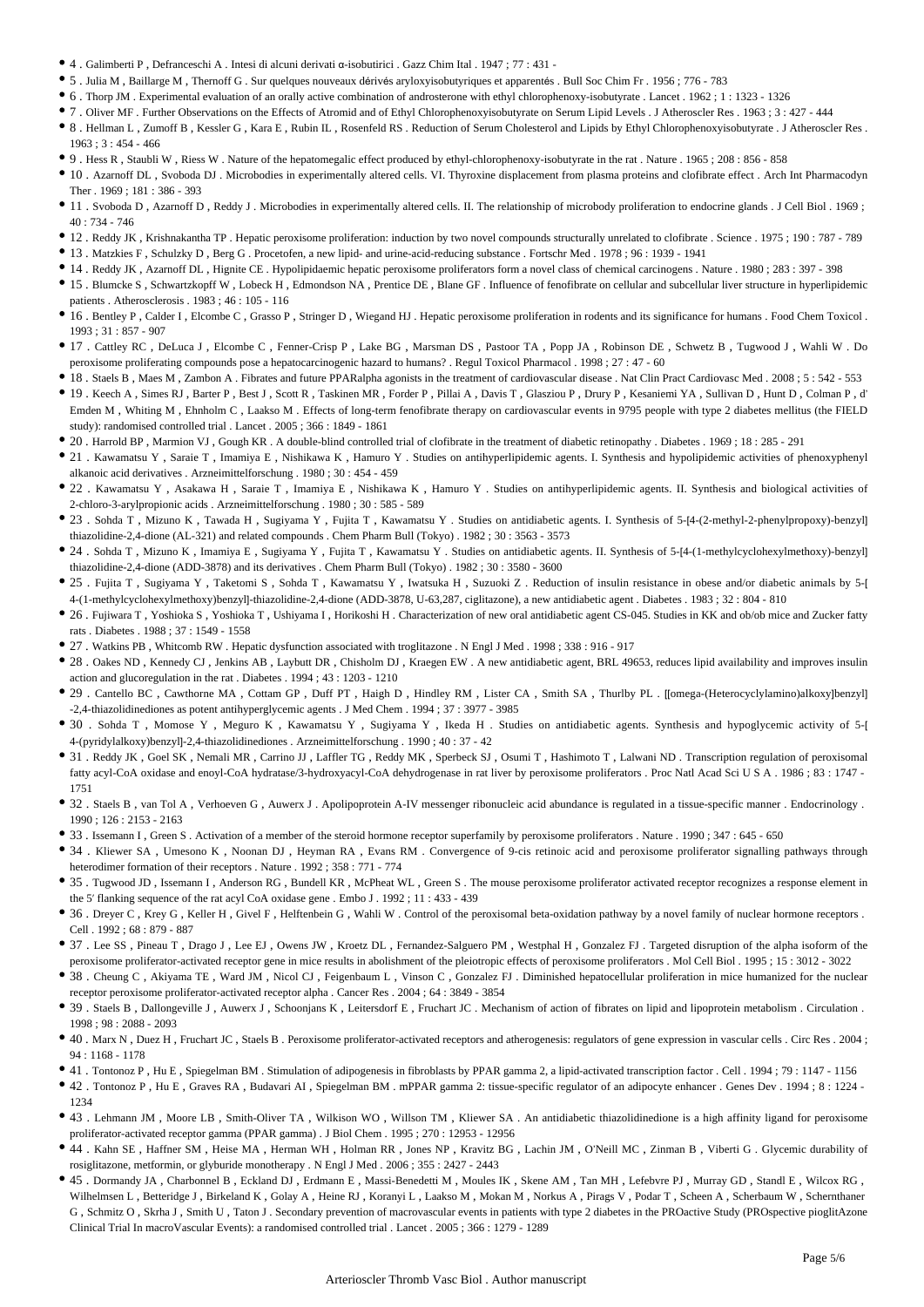- 4 . Galimberti P , Defranceschi A . Intesi di alcuni derivati α-isobutirici . Gazz Chim Ital . 1947 ; 77 : 431 -
- 5 . Julia M , Baillarge M , Thernoff G . Sur quelques nouveaux dérivés aryloxyisobutyriques et apparentés . Bull Soc Chim Fr . 1956 ; 776 - 783
- 6 . Thorp JM . Experimental evaluation of an orally active combination of androsterone with ethyl chlorophenoxy-isobutyrate . Lancet . 1962 ; 1 : 1323 - 1326
- 7 . Oliver MF . Further Observations on the Effects of Atromid and of Ethyl Chlorophenoxyisobutyrate on Serum Lipid Levels . J Atheroscler Res . 1963 ; 3 : 427 - 444
- 8 . Hellman L , Zumoff B , Kessler G , Kara E , Rubin IL , Rosenfeld RS . Reduction of Serum Cholesterol and Lipids by Ethyl Chlorophenoxyisobutyrate . J Atheroscler Res . 1963 ; 3 : 454 - 466
- 9 . Hess R , Staubli W , Riess W . Nature of the hepatomegalic effect produced by ethyl-chlorophenoxy-isobutyrate in the rat . Nature . 1965 ; 208 : 856 - 858
- 10 . Azarnoff DL , Svoboda DJ . Microbodies in experimentally altered cells. VI. Thyroxine displacement from plasma proteins and clofibrate effect . Arch Int Pharmacodyn Ther . 1969 ; 181 : 386 - 393
- 11 . Svoboda D , Azarnoff D , Reddy J . Microbodies in experimentally altered cells. II. The relationship of microbody proliferation to endocrine glands . J Cell Biol . 1969 ; 40 : 734 - 746
- 12 . Reddy JK , Krishnakantha TP . Hepatic peroxisome proliferation: induction by two novel compounds structurally unrelated to clofibrate . Science . 1975 ; 190 : 787 - 789
- 13 . Matzkies F , Schulzky D , Berg G . Procetofen, a new lipid- and urine-acid-reducing substance . Fortschr Med . 1978 ; 96 : 1939 - 1941
- 14 . Reddy JK , Azarnoff DL , Hignite CE . Hypolipidaemic hepatic peroxisome proliferators form a novel class of chemical carcinogens . Nature . 1980 ; 283 : 397 - 398
- 15 . Blumcke S , Schwartzkopff W , Lobeck H , Edmondson NA , Prentice DE , Blane GF . Influence of fenofibrate on cellular and subcellular liver structure in hyperlipidemic patients . Atherosclerosis . 1983 ; 46 : 105 - 116
- 16 . Bentley P , Calder I , Elcombe C , Grasso P , Stringer D , Wiegand HJ . Hepatic peroxisome proliferation in rodents and its significance for humans . Food Chem Toxicol . 1993 ; 31 : 857 - 907
- 17 . Cattley RC , DeLuca J , Elcombe C , Fenner-Crisp P , Lake BG , Marsman DS , Pastoor TA , Popp JA , Robinson DE , Schwetz B , Tugwood J , Wahli W . Do peroxisome proliferating compounds pose a hepatocarcinogenic hazard to humans? . Regul Toxicol Pharmacol . 1998 ; 27 : 47 - 60
- 18 . Staels B , Maes M , Zambon A . Fibrates and future PPARalpha agonists in the treatment of cardiovascular disease . Nat Clin Pract Cardiovasc Med . 2008 ; 5 : 542 - 553
- 19 . Keech A , Simes RJ , Barter P , Best J , Scott R , Taskinen MR , Forder P , Pillai A , Davis T , Glasziou P , Drury P , Kesaniemi YA , Sullivan D , Hunt D , Colman P , d' Emden M , Whiting M , Ehnholm C , Laakso M . Effects of long-term fenofibrate therapy on cardiovascular events in 9795 people with type 2 diabetes mellitus (the FIELD study): randomised controlled trial . Lancet . 2005 ; 366 : 1849 - 1861
- 20 . Harrold BP , Marmion VJ , Gough KR . A double-blind controlled trial of clofibrate in the treatment of diabetic retinopathy . Diabetes . 1969 ; 18 : 285 - 291
- 21 . Kawamatsu Y , Saraie T , Imamiya E , Nishikawa K , Hamuro Y . Studies on antihyperlipidemic agents. I. Synthesis and hypolipidemic activities of phenoxyphenyl alkanoic acid derivatives . Arzneimittelforschung . 1980 ; 30 : 454 - 459
- 22 . Kawamatsu Y , Asakawa H , Saraie T , Imamiya E , Nishikawa K , Hamuro Y . Studies on antihyperlipidemic agents. II. Synthesis and biological activities of 2-chloro-3-arylpropionic acids . Arzneimittelforschung . 1980 ; 30 : 585 - 589
- 23 . Sohda T , Mizuno K , Tawada H , Sugiyama Y , Fujita T , Kawamatsu Y . Studies on antidiabetic agents. I. Synthesis of 5-[4-(2-methyl-2-phenylpropoxy)-benzyl] thiazolidine-2,4-dione (AL-321) and related compounds . Chem Pharm Bull (Tokyo) . 1982 ; 30 : 3563 - 3573
- 24 . Sohda T , Mizuno K , Imamiya E , Sugiyama Y , Fujita T , Kawamatsu Y . Studies on antidiabetic agents. II. Synthesis of 5-[4-(1-methylcyclohexylmethoxy)-benzyl] thiazolidine-2,4-dione (ADD-3878) and its derivatives . Chem Pharm Bull (Tokyo) . 1982 ; 30 : 3580 - 3600
- 25 . Fujita T , Sugiyama Y , Taketomi S , Sohda T , Kawamatsu Y , Iwatsuka H , Suzuoki Z . Reduction of insulin resistance in obese and/or diabetic animals by 5-[ 4-(1-methylcyclohexylmethoxy)benzyl]-thiazolidine-2,4-dione (ADD-3878, U-63,287, ciglitazone), a new antidiabetic agent . Diabetes . 1983 ; 32 : 804 - 810
- 26 . Fujiwara T , Yoshioka S , Yoshioka T , Ushiyama I , Horikoshi H . Characterization of new oral antidiabetic agent CS-045. Studies in KK and ob/ob mice and Zucker fatty rats . Diabetes . 1988 ; 37 : 1549 - 1558
- 27 . Watkins PB , Whitcomb RW . Hepatic dysfunction associated with troglitazone . N Engl J Med . 1998 ; 338 : 916 - 917
- 28 . Oakes ND , Kennedy CJ , Jenkins AB , Laybutt DR , Chisholm DJ , Kraegen EW . A new antidiabetic agent, BRL 49653, reduces lipid availability and improves insulin action and glucoregulation in the rat . Diabetes . 1994 ; 43 : 1203 - 1210
- 29 . Cantello BC , Cawthorne MA , Cottam GP , Duff PT , Haigh D , Hindley RM , Lister CA , Smith SA , Thurlby PL . [[omega-(Heterocyclylamino)alkoxy]benzyl] -2,4-thiazolidinediones as potent antihyperglycemic agents . J Med Chem . 1994 ; 37 : 3977 - 3985
- 30 . Sohda T , Momose Y , Meguro K , Kawamatsu Y , Sugiyama Y , Ikeda H . Studies on antidiabetic agents. Synthesis and hypoglycemic activity of 5-[ 4-(pyridylalkoxy)benzyl]-2,4-thiazolidinediones . Arzneimittelforschung . 1990 ; 40 : 37 - 42
- 31 . Reddy JK , Goel SK , Nemali MR , Carrino JJ , Laffler TG , Reddy MK , Sperbeck SJ , Osumi T , Hashimoto T , Lalwani ND . Transcription regulation of peroxisomal fatty acyl-CoA oxidase and enoyl-CoA hydratase/3-hydroxyacyl-CoA dehydrogenase in rat liver by peroxisome proliferators . Proc Natl Acad Sci U S A . 1986 ; 83 : 1747 - 1751
- 32 . Staels B , van Tol A , Verhoeven G , Auwerx J . Apolipoprotein A-IV messenger ribonucleic acid abundance is regulated in a tissue-specific manner . Endocrinology . 1990 ; 126 : 2153 - 2163
- 33 . Issemann I , Green S . Activation of a member of the steroid hormone receptor superfamily by peroxisome proliferators . Nature . 1990 ; 347 : 645 - 650
- 34 . Kliewer SA , Umesono K , Noonan DJ , Heyman RA , Evans RM . Convergence of 9-cis retinoic acid and peroxisome proliferator signalling pathways through heterodimer formation of their receptors . Nature . 1992 ; 358 : 771 - 774
- 35 . Tugwood JD , Issemann I , Anderson RG , Bundell KR , McPheat WL , Green S . The mouse peroxisome proliferator activated receptor recognizes a response element in the 5′ flanking sequence of the rat acyl CoA oxidase gene . Embo J . 1992 ; 11 : 433 - 439
- 36 . Dreyer C , Krey G , Keller H , Givel F , Helftenbein G , Wahli W . Control of the peroxisomal beta-oxidation pathway by a novel family of nuclear hormone receptors . Cell . 1992 ; 68 : 879 - 887
- 37 . Lee SS , Pineau T , Drago J , Lee EJ , Owens JW , Kroetz DL , Fernandez-Salguero PM , Westphal H , Gonzalez FJ . Targeted disruption of the alpha isoform of the peroxisome proliferator-activated receptor gene in mice results in abolishment of the pleiotropic effects of peroxisome proliferators . Mol Cell Biol . 1995 ; 15 : 3012 - 3022
- 38 . Cheung C , Akiyama TE , Ward JM , Nicol CJ , Feigenbaum L , Vinson C , Gonzalez FJ . Diminished hepatocellular proliferation in mice humanized for the nuclear receptor peroxisome proliferator-activated receptor alpha . Cancer Res . 2004 ; 64 : 3849 - 3854
- 39 . Staels B , Dallongeville J , Auwerx J , Schoonjans K , Leitersdorf E , Fruchart JC . Mechanism of action of fibrates on lipid and lipoprotein metabolism . Circulation . 1998 ; 98 : 2088 - 2093
- 40 . Marx N , Duez H , Fruchart JC , Staels B . Peroxisome proliferator-activated receptors and atherogenesis: regulators of gene expression in vascular cells . Circ Res . 2004 ; 94 : 1168 - 1178
- 41 . Tontonoz P , Hu E , Spiegelman BM . Stimulation of adipogenesis in fibroblasts by PPAR gamma 2, a lipid-activated transcription factor . Cell . 1994 ; 79 : 1147 - 1156
- 42 . Tontonoz P , Hu E , Graves RA , Budavari AI , Spiegelman BM . mPPAR gamma 2: tissue-specific regulator of an adipocyte enhancer . Genes Dev . 1994 ; 8 : 1224 - 1234
- 43 . Lehmann JM , Moore LB , Smith-Oliver TA , Wilkison WO , Willson TM , Kliewer SA . An antidiabetic thiazolidinedione is a high affinity ligand for peroxisome proliferator-activated receptor gamma (PPAR gamma) . J Biol Chem . 1995 ; 270 : 12953 - 12956
- 44 . Kahn SE , Haffner SM , Heise MA , Herman WH , Holman RR , Jones NP , Kravitz BG , Lachin JM , O'Neill MC , Zinman B , Viberti G . Glycemic durability of rosiglitazone, metformin, or glyburide monotherapy . N Engl J Med . 2006 ; 355 : 2427 - 2443
- 45 . Dormandy JA , Charbonnel B , Eckland DJ , Erdmann E , Massi-Benedetti M , Moules IK , Skene AM , Tan MH , Lefebvre PJ , Murray GD , Standl E , Wilcox RG , Wilhelmsen L , Betteridge J , Birkeland K , Golay A , Heine RJ , Koranyi L , Laakso M , Mokan M , Norkus A , Pirags V , Podar T , Scheen A , Scherbaum W , Schernthaner G , Schmitz O , Skrha J , Smith U , Taton J . Secondary prevention of macrovascular events in patients with type 2 diabetes in the PROactive Study (PROspective pioglitAzone Clinical Trial In macroVascular Events): a randomised controlled trial . Lancet . 2005 ; 366 : 1279 - 1289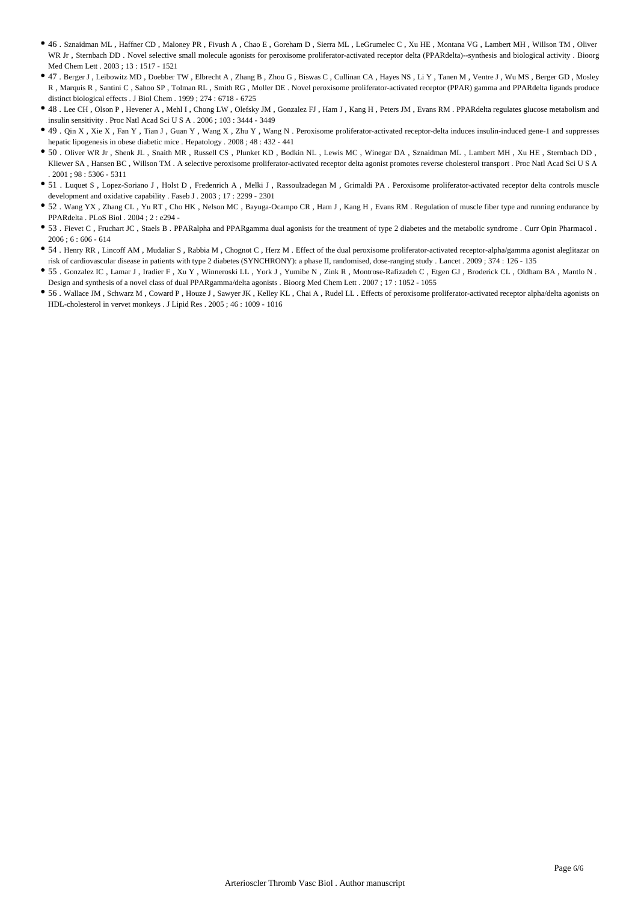- 46 . Sznaidman ML , Haffner CD , Maloney PR , Fivush A , Chao E , Goreham D , Sierra ML , LeGrumelec C , Xu HE , Montana VG , Lambert MH , Willson TM , Oliver WR Jr , Sternbach DD . Novel selective small molecule agonists for peroxisome proliferator-activated receptor delta (PPARdelta)--synthesis and biological activity . Bioorg Med Chem Lett . 2003 ; 13 : 1517 - 1521
- 47 . Berger J , Leibowitz MD , Doebber TW , Elbrecht A , Zhang B , Zhou G , Biswas C , Cullinan CA , Hayes NS , Li Y , Tanen M , Ventre J , Wu MS , Berger GD , Mosley R , Marquis R , Santini C , Sahoo SP , Tolman RL , Smith RG , Moller DE . Novel peroxisome proliferator-activated receptor (PPAR) gamma and PPARdelta ligands produce distinct biological effects . J Biol Chem . 1999 ; 274 : 6718 - 6725
- 48 . Lee CH , Olson P , Hevener A , Mehl I , Chong LW , Olefsky JM , Gonzalez FJ , Ham J , Kang H , Peters JM , Evans RM . PPARdelta regulates glucose metabolism and insulin sensitivity . Proc Natl Acad Sci U S A . 2006 ; 103 : 3444 - 3449
- 49 . Qin X , Xie X , Fan Y , Tian J , Guan Y , Wang X , Zhu Y , Wang N . Peroxisome proliferator-activated receptor-delta induces insulin-induced gene-1 and suppresses hepatic lipogenesis in obese diabetic mice . Hepatology . 2008 ; 48 : 432 - 441
- 50 . Oliver WR Jr , Shenk JL , Snaith MR , Russell CS , Plunket KD , Bodkin NL , Lewis MC , Winegar DA , Sznaidman ML , Lambert MH , Xu HE , Sternbach DD , Kliewer SA , Hansen BC , Willson TM . A selective peroxisome proliferator-activated receptor delta agonist promotes reverse cholesterol transport . Proc Natl Acad Sci U S A . 2001 ; 98 : 5306 - 5311
- 51 . Luquet S , Lopez-Soriano J , Holst D , Fredenrich A , Melki J , Rassoulzadegan M , Grimaldi PA . Peroxisome proliferator-activated receptor delta controls muscle development and oxidative capability . Faseb J . 2003 ; 17 : 2299 - 2301
- 52 . Wang YX , Zhang CL , Yu RT , Cho HK , Nelson MC , Bayuga-Ocampo CR , Ham J , Kang H , Evans RM . Regulation of muscle fiber type and running endurance by PPARdelta . PLoS Biol . 2004 ; 2 : e294 -
- 53 . Fievet C , Fruchart JC , Staels B . PPARalpha and PPARgamma dual agonists for the treatment of type 2 diabetes and the metabolic syndrome . Curr Opin Pharmacol . 2006 ; 6 : 606 - 614
- 54 . Henry RR , Lincoff AM , Mudaliar S , Rabbia M , Chognot C , Herz M . Effect of the dual peroxisome proliferator-activated receptor-alpha/gamma agonist aleglitazar on risk of cardiovascular disease in patients with type 2 diabetes (SYNCHRONY): a phase II, randomised, dose-ranging study . Lancet . 2009 ; 374 : 126 - 135
- 55 . Gonzalez IC , Lamar J , Iradier F , Xu Y , Winneroski LL , York J , Yumibe N , Zink R , Montrose-Rafizadeh C , Etgen GJ , Broderick CL , Oldham BA , Mantlo N . Design and synthesis of a novel class of dual PPARgamma/delta agonists . Bioorg Med Chem Lett . 2007 ; 17 : 1052 - 1055
- 56 . Wallace JM , Schwarz M , Coward P , Houze J , Sawyer JK , Kelley KL , Chai A , Rudel LL . Effects of peroxisome proliferator-activated receptor alpha/delta agonists on HDL-cholesterol in vervet monkeys . J Lipid Res . 2005 ; 46 : 1009 - 1016